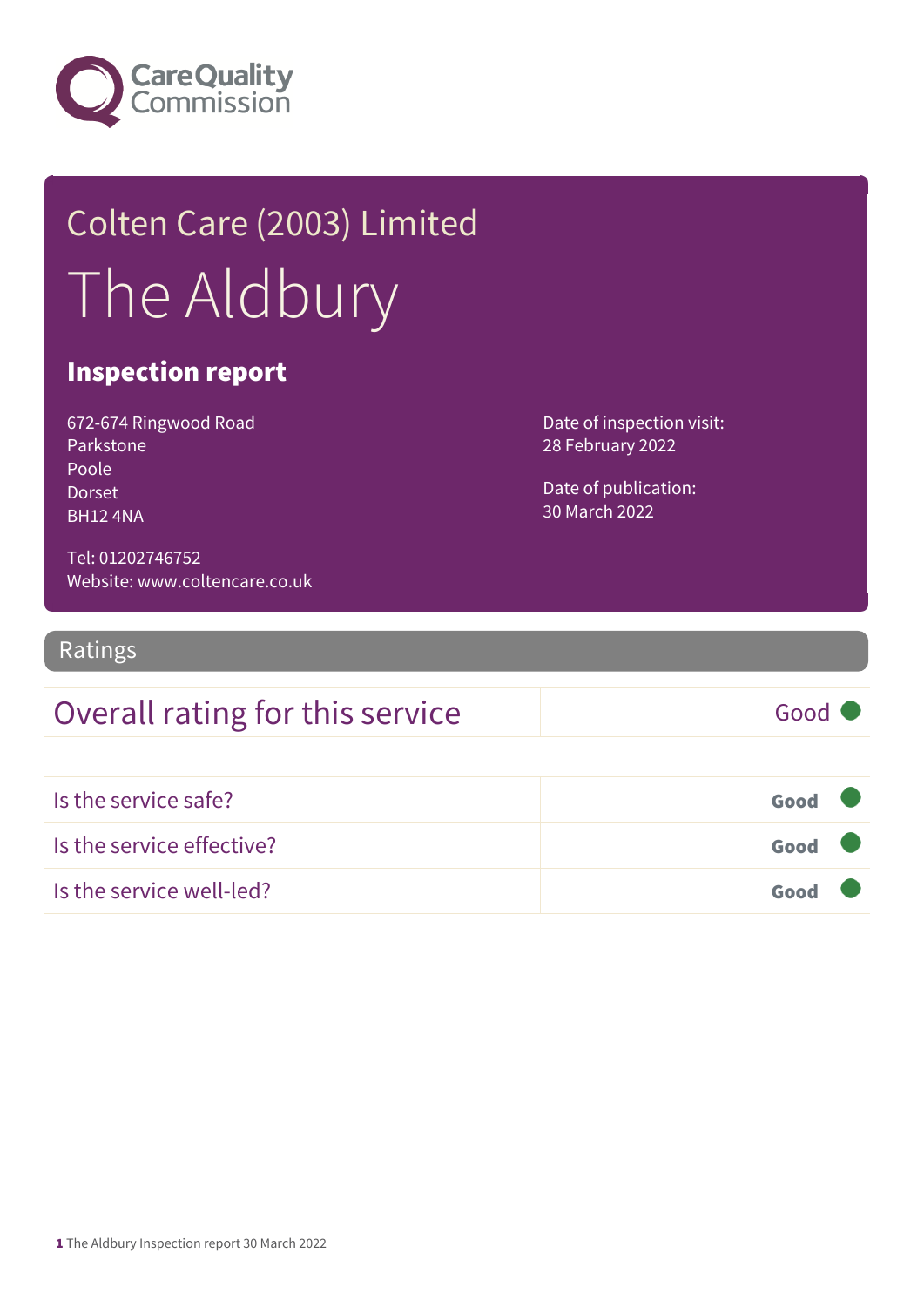Colten Care (2003) Limited

# The Aldbury

## Inspection report

672-674 Ringwood Road
Parkstone
Poole
Dorset
BH12 4NA

Tel: 01202746752
Website: www.coltencare.co.uk

Date of inspection visit:
28 February 2022

Date of publication:
30 March 2022

## Ratings

| Overall rating for this service | Good |
| --- | --- |

| | |
| --- | --- |
| Is the service safe? | **Good** |
| Is the service effective? | **Good** |
| Is the service well-led? | **Good** |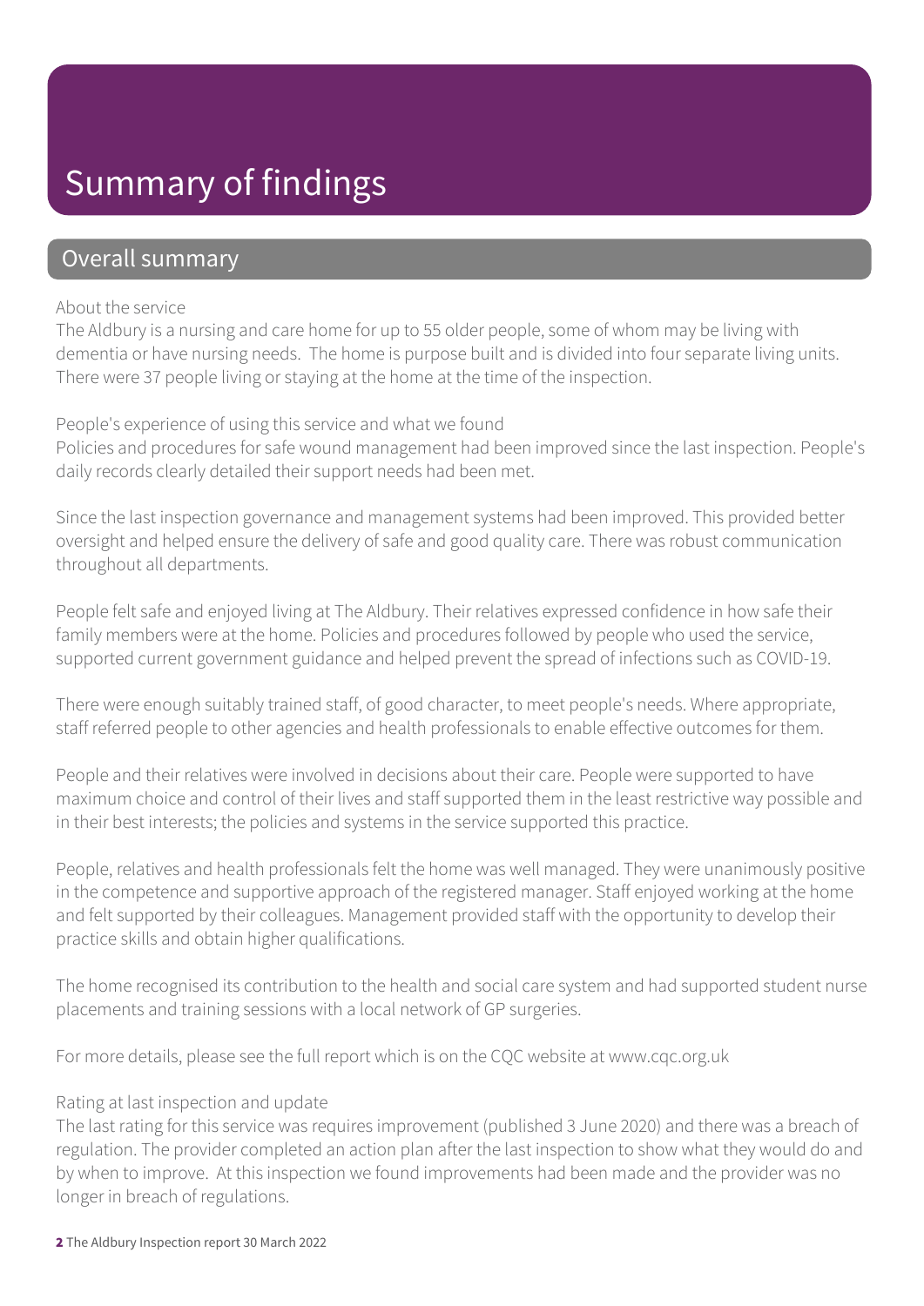# Summary of findings

## Overall summary

About the service

The Aldbury is a nursing and care home for up to 55 older people, some of whom may be living with dementia or have nursing needs. The home is purpose built and is divided into four separate living units. There were 37 people living or staying at the home at the time of the inspection.

People's experience of using this service and what we found

Policies and procedures for safe wound management had been improved since the last inspection. People's daily records clearly detailed their support needs had been met.

Since the last inspection governance and management systems had been improved. This provided better oversight and helped ensure the delivery of safe and good quality care. There was robust communication throughout all departments.

People felt safe and enjoyed living at The Aldbury. Their relatives expressed confidence in how safe their family members were at the home. Policies and procedures followed by people who used the service, supported current government guidance and helped prevent the spread of infections such as COVID-19.

There were enough suitably trained staff, of good character, to meet people's needs. Where appropriate, staff referred people to other agencies and health professionals to enable effective outcomes for them.

People and their relatives were involved in decisions about their care. People were supported to have maximum choice and control of their lives and staff supported them in the least restrictive way possible and in their best interests; the policies and systems in the service supported this practice.

People, relatives and health professionals felt the home was well managed. They were unanimously positive in the competence and supportive approach of the registered manager. Staff enjoyed working at the home and felt supported by their colleagues. Management provided staff with the opportunity to develop their practice skills and obtain higher qualifications.

The home recognised its contribution to the health and social care system and had supported student nurse placements and training sessions with a local network of GP surgeries.

For more details, please see the full report which is on the CQC website at www.cqc.org.uk

Rating at last inspection and update

The last rating for this service was requires improvement (published 3 June 2020) and there was a breach of regulation. The provider completed an action plan after the last inspection to show what they would do and by when to improve. At this inspection we found improvements had been made and the provider was no longer in breach of regulations.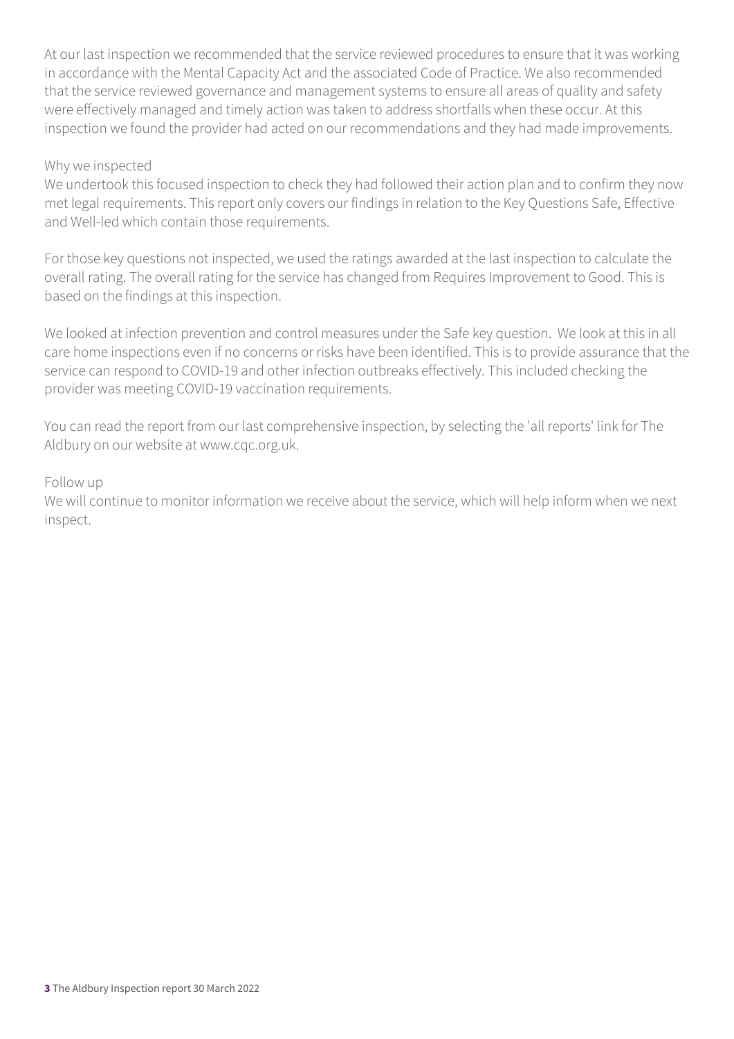At our last inspection we recommended that the service reviewed procedures to ensure that it was working in accordance with the Mental Capacity Act and the associated Code of Practice. We also recommended that the service reviewed governance and management systems to ensure all areas of quality and safety were effectively managed and timely action was taken to address shortfalls when these occur. At this inspection we found the provider had acted on our recommendations and they had made improvements.

Why we inspected
We undertook this focused inspection to check they had followed their action plan and to confirm they now met legal requirements. This report only covers our findings in relation to the Key Questions Safe, Effective and Well-led which contain those requirements.

For those key questions not inspected, we used the ratings awarded at the last inspection to calculate the overall rating. The overall rating for the service has changed from Requires Improvement to Good. This is based on the findings at this inspection.

We looked at infection prevention and control measures under the Safe key question. We look at this in all care home inspections even if no concerns or risks have been identified. This is to provide assurance that the service can respond to COVID-19 and other infection outbreaks effectively. This included checking the provider was meeting COVID-19 vaccination requirements.

You can read the report from our last comprehensive inspection, by selecting the 'all reports' link for The Aldbury on our website at www.cqc.org.uk.

Follow up
We will continue to monitor information we receive about the service, which will help inform when we next inspect.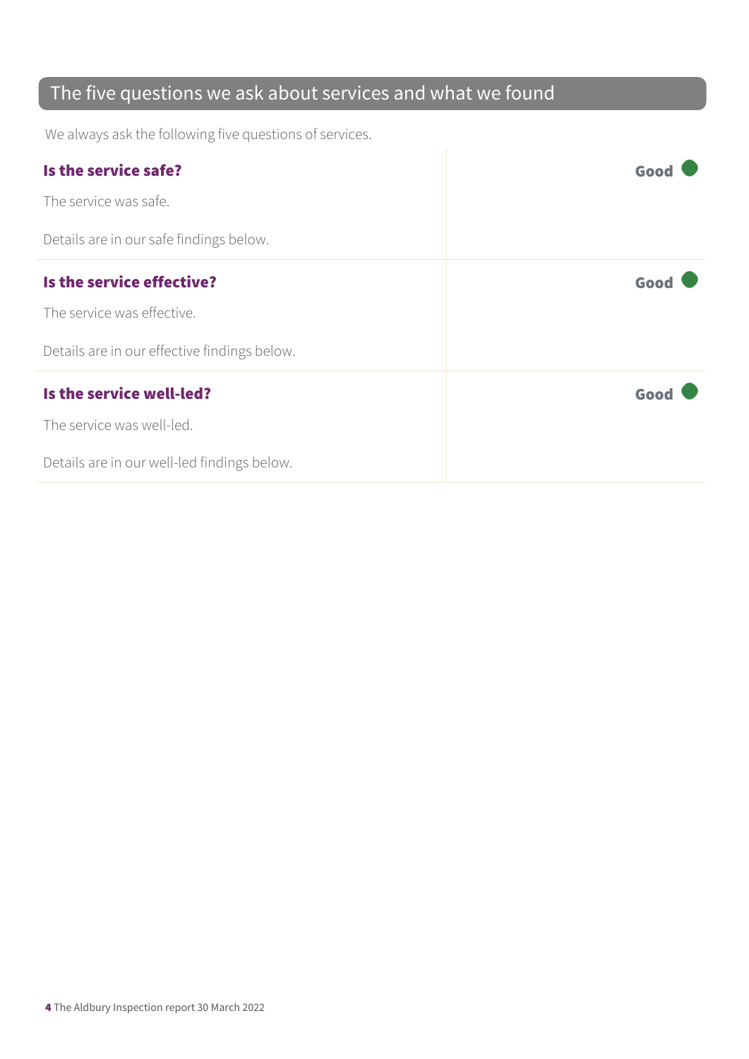## The five questions we ask about services and what we found

We always ask the following five questions of services.

| | |
|---|---|
| **Is the service safe?**<br><br>The service was safe.<br><br>Details are in our safe findings below. | **Good** |
| **Is the service effective?**<br><br>The service was effective.<br><br>Details are in our effective findings below. | **Good** |
| **Is the service well-led?**<br><br>The service was well-led.<br><br>Details are in our well-led findings below. | **Good** |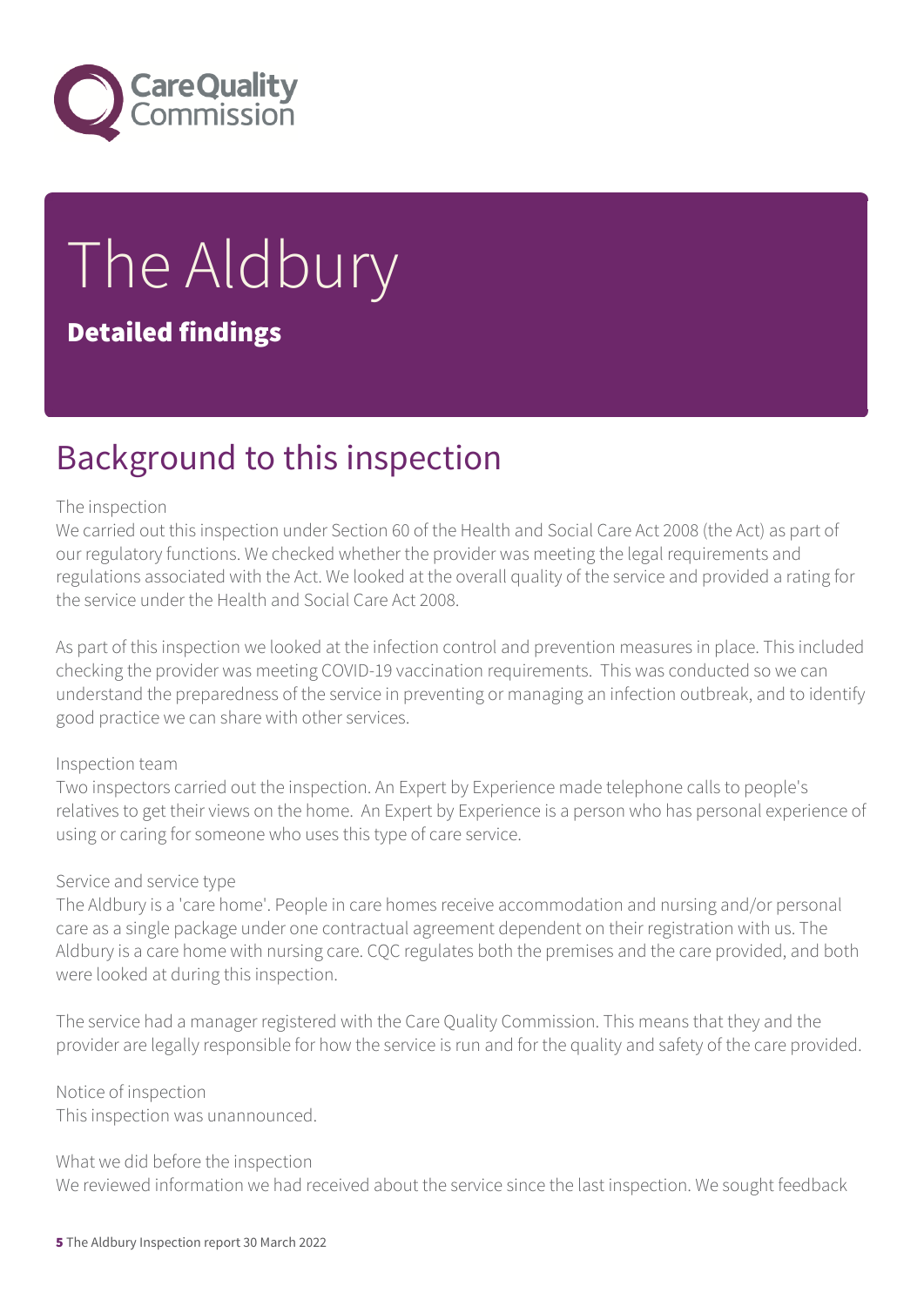# The Aldbury

**Detailed findings**

## Background to this inspection

The inspection
We carried out this inspection under Section 60 of the Health and Social Care Act 2008 (the Act) as part of our regulatory functions. We checked whether the provider was meeting the legal requirements and regulations associated with the Act. We looked at the overall quality of the service and provided a rating for the service under the Health and Social Care Act 2008.

As part of this inspection we looked at the infection control and prevention measures in place. This included checking the provider was meeting COVID-19 vaccination requirements. This was conducted so we can understand the preparedness of the service in preventing or managing an infection outbreak, and to identify good practice we can share with other services.

Inspection team
Two inspectors carried out the inspection. An Expert by Experience made telephone calls to people's relatives to get their views on the home. An Expert by Experience is a person who has personal experience of using or caring for someone who uses this type of care service.

Service and service type
The Aldbury is a 'care home'. People in care homes receive accommodation and nursing and/or personal care as a single package under one contractual agreement dependent on their registration with us. The Aldbury is a care home with nursing care. CQC regulates both the premises and the care provided, and both were looked at during this inspection.

The service had a manager registered with the Care Quality Commission. This means that they and the provider are legally responsible for how the service is run and for the quality and safety of the care provided.

Notice of inspection
This inspection was unannounced.

What we did before the inspection
We reviewed information we had received about the service since the last inspection. We sought feedback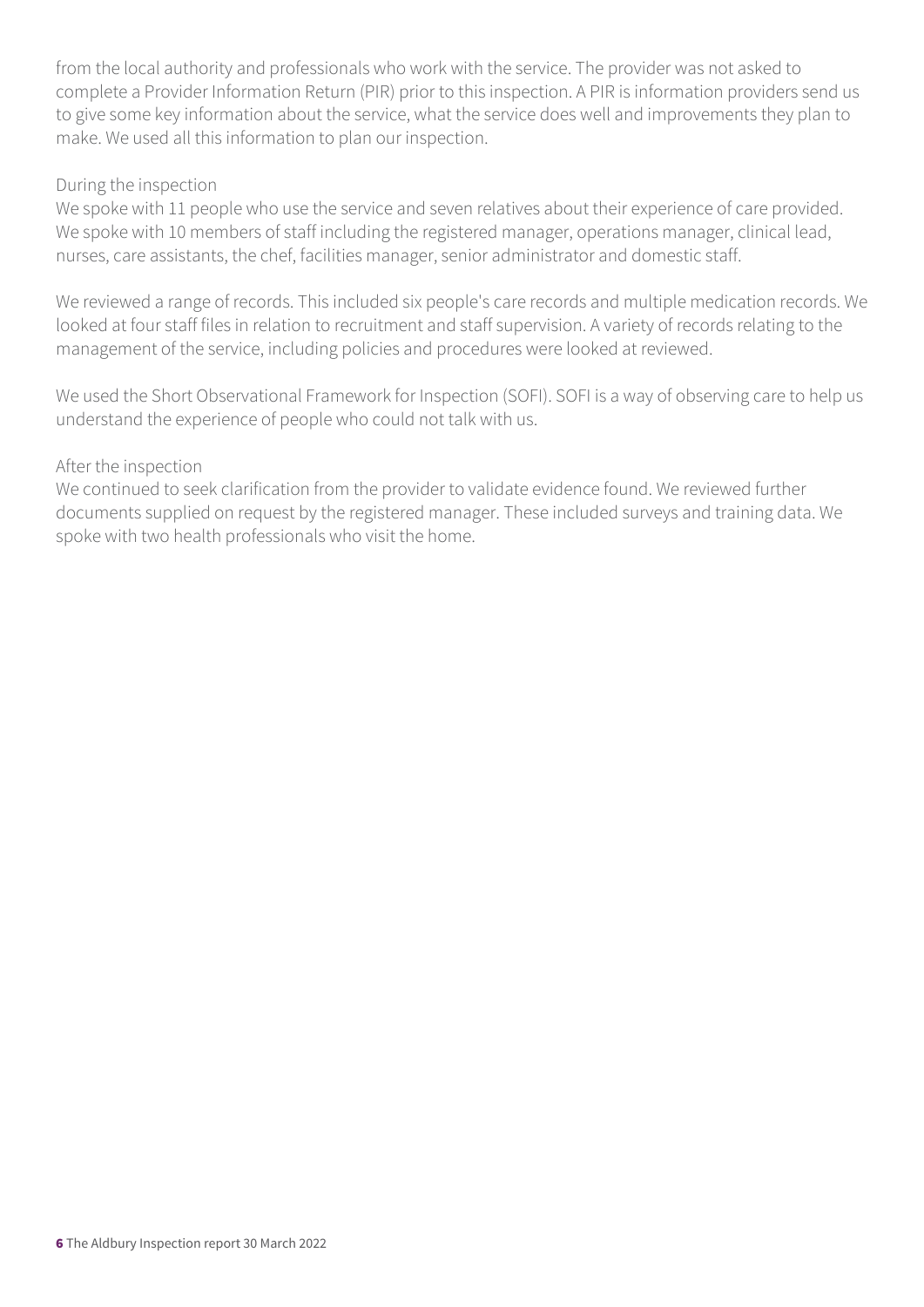from the local authority and professionals who work with the service. The provider was not asked to complete a Provider Information Return (PIR) prior to this inspection. A PIR is information providers send us to give some key information about the service, what the service does well and improvements they plan to make. We used all this information to plan our inspection.

During the inspection

We spoke with 11 people who use the service and seven relatives about their experience of care provided. We spoke with 10 members of staff including the registered manager, operations manager, clinical lead, nurses, care assistants, the chef, facilities manager, senior administrator and domestic staff.

We reviewed a range of records. This included six people's care records and multiple medication records. We looked at four staff files in relation to recruitment and staff supervision. A variety of records relating to the management of the service, including policies and procedures were looked at reviewed.

We used the Short Observational Framework for Inspection (SOFI). SOFI is a way of observing care to help us understand the experience of people who could not talk with us.

After the inspection

We continued to seek clarification from the provider to validate evidence found. We reviewed further documents supplied on request by the registered manager. These included surveys and training data. We spoke with two health professionals who visit the home.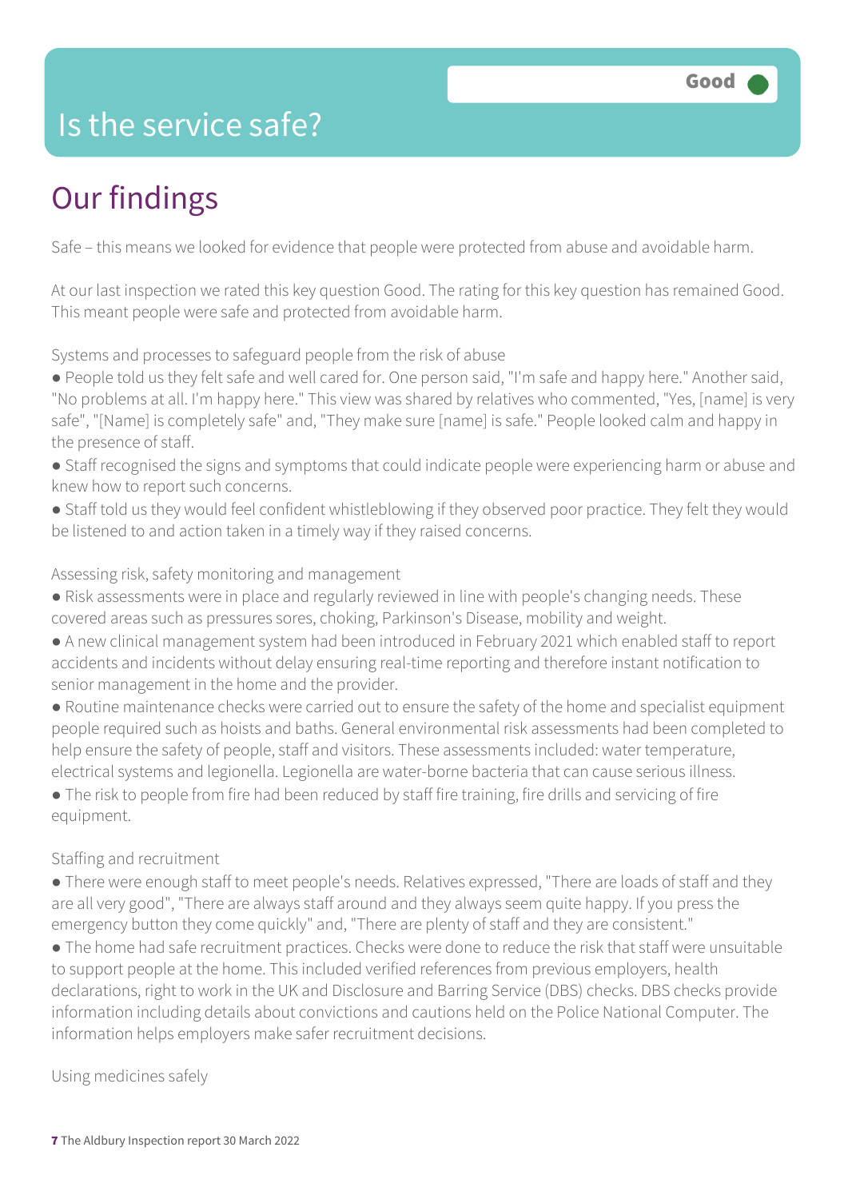# Is the service safe?

**Good**

## Our findings

Safe – this means we looked for evidence that people were protected from abuse and avoidable harm.

At our last inspection we rated this key question Good. The rating for this key question has remained Good. This meant people were safe and protected from avoidable harm.

Systems and processes to safeguard people from the risk of abuse

- People told us they felt safe and well cared for. One person said, "I'm safe and happy here." Another said, "No problems at all. I'm happy here." This view was shared by relatives who commented, "Yes, [name] is very safe", "[Name] is completely safe" and, "They make sure [name] is safe." People looked calm and happy in the presence of staff.
- Staff recognised the signs and symptoms that could indicate people were experiencing harm or abuse and knew how to report such concerns.
- Staff told us they would feel confident whistleblowing if they observed poor practice. They felt they would be listened to and action taken in a timely way if they raised concerns.

Assessing risk, safety monitoring and management

- Risk assessments were in place and regularly reviewed in line with people's changing needs. These covered areas such as pressures sores, choking, Parkinson's Disease, mobility and weight.
- A new clinical management system had been introduced in February 2021 which enabled staff to report accidents and incidents without delay ensuring real-time reporting and therefore instant notification to senior management in the home and the provider.
- Routine maintenance checks were carried out to ensure the safety of the home and specialist equipment people required such as hoists and baths. General environmental risk assessments had been completed to help ensure the safety of people, staff and visitors. These assessments included: water temperature, electrical systems and legionella. Legionella are water-borne bacteria that can cause serious illness.
- The risk to people from fire had been reduced by staff fire training, fire drills and servicing of fire equipment.

Staffing and recruitment

- There were enough staff to meet people's needs. Relatives expressed, "There are loads of staff and they are all very good", "There are always staff around and they always seem quite happy. If you press the emergency button they come quickly" and, "There are plenty of staff and they are consistent."
- The home had safe recruitment practices. Checks were done to reduce the risk that staff were unsuitable to support people at the home. This included verified references from previous employers, health declarations, right to work in the UK and Disclosure and Barring Service (DBS) checks. DBS checks provide information including details about convictions and cautions held on the Police National Computer. The information helps employers make safer recruitment decisions.

Using medicines safely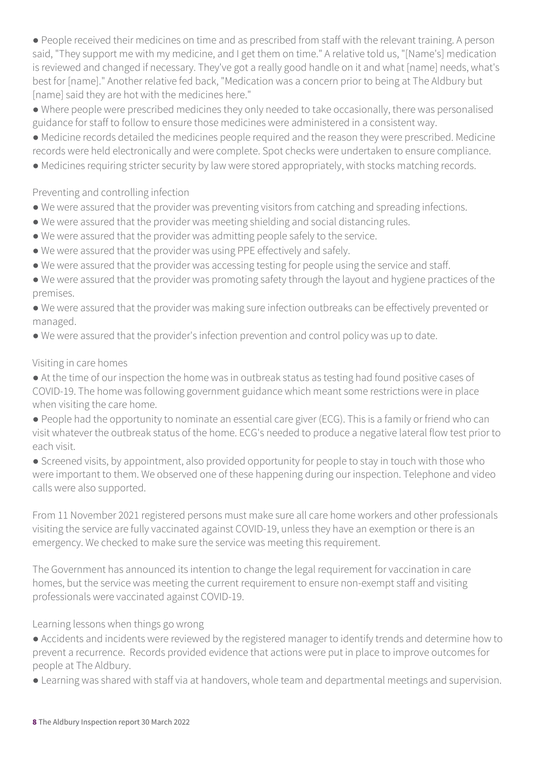- People received their medicines on time and as prescribed from staff with the relevant training. A person said, "They support me with my medicine, and I get them on time." A relative told us, "[Name's] medication is reviewed and changed if necessary. They've got a really good handle on it and what [name] needs, what's best for [name]." Another relative fed back, "Medication was a concern prior to being at The Aldbury but [name] said they are hot with the medicines here."
- Where people were prescribed medicines they only needed to take occasionally, there was personalised guidance for staff to follow to ensure those medicines were administered in a consistent way.
- Medicine records detailed the medicines people required and the reason they were prescribed. Medicine records were held electronically and were complete. Spot checks were undertaken to ensure compliance.
- Medicines requiring stricter security by law were stored appropriately, with stocks matching records.

Preventing and controlling infection

- We were assured that the provider was preventing visitors from catching and spreading infections.
- We were assured that the provider was meeting shielding and social distancing rules.
- We were assured that the provider was admitting people safely to the service.
- We were assured that the provider was using PPE effectively and safely.
- We were assured that the provider was accessing testing for people using the service and staff.
- We were assured that the provider was promoting safety through the layout and hygiene practices of the premises.
- We were assured that the provider was making sure infection outbreaks can be effectively prevented or managed.
- We were assured that the provider's infection prevention and control policy was up to date.

Visiting in care homes

- At the time of our inspection the home was in outbreak status as testing had found positive cases of COVID-19. The home was following government guidance which meant some restrictions were in place when visiting the care home.
- People had the opportunity to nominate an essential care giver (ECG). This is a family or friend who can visit whatever the outbreak status of the home. ECG's needed to produce a negative lateral flow test prior to each visit.
- Screened visits, by appointment, also provided opportunity for people to stay in touch with those who were important to them. We observed one of these happening during our inspection. Telephone and video calls were also supported.

From 11 November 2021 registered persons must make sure all care home workers and other professionals visiting the service are fully vaccinated against COVID-19, unless they have an exemption or there is an emergency. We checked to make sure the service was meeting this requirement.

The Government has announced its intention to change the legal requirement for vaccination in care homes, but the service was meeting the current requirement to ensure non-exempt staff and visiting professionals were vaccinated against COVID-19.

Learning lessons when things go wrong

- Accidents and incidents were reviewed by the registered manager to identify trends and determine how to prevent a recurrence. Records provided evidence that actions were put in place to improve outcomes for people at The Aldbury.
- Learning was shared with staff via at handovers, whole team and departmental meetings and supervision.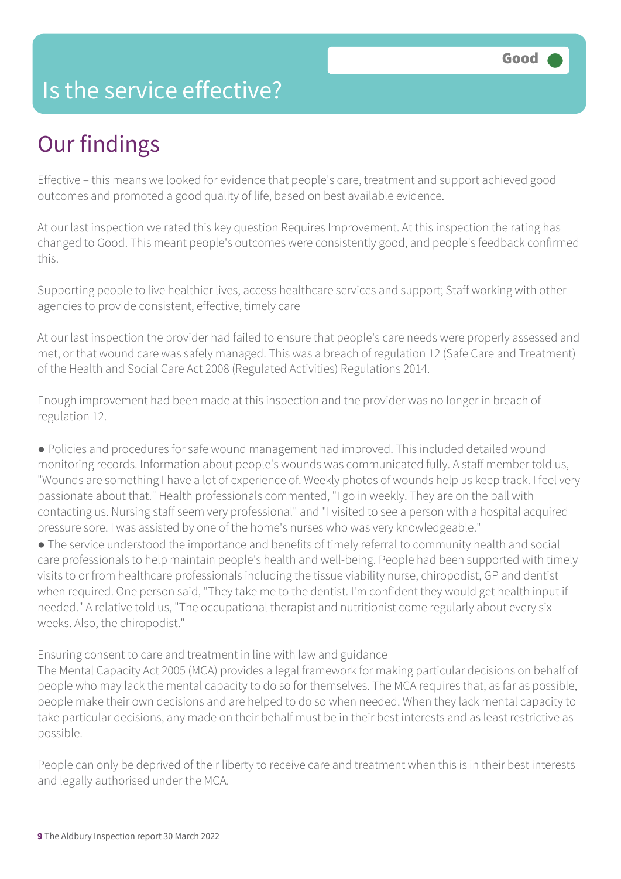# Is the service effective?

Good

## Our findings

Effective – this means we looked for evidence that people's care, treatment and support achieved good outcomes and promoted a good quality of life, based on best available evidence.

At our last inspection we rated this key question Requires Improvement. At this inspection the rating has changed to Good. This meant people's outcomes were consistently good, and people's feedback confirmed this.

Supporting people to live healthier lives, access healthcare services and support; Staff working with other agencies to provide consistent, effective, timely care

At our last inspection the provider had failed to ensure that people's care needs were properly assessed and met, or that wound care was safely managed. This was a breach of regulation 12 (Safe Care and Treatment) of the Health and Social Care Act 2008 (Regulated Activities) Regulations 2014.

Enough improvement had been made at this inspection and the provider was no longer in breach of regulation 12.

- Policies and procedures for safe wound management had improved. This included detailed wound monitoring records. Information about people's wounds was communicated fully. A staff member told us, "Wounds are something I have a lot of experience of. Weekly photos of wounds help us keep track. I feel very passionate about that." Health professionals commented, "I go in weekly. They are on the ball with contacting us. Nursing staff seem very professional" and "I visited to see a person with a hospital acquired pressure sore. I was assisted by one of the home's nurses who was very knowledgeable."
- The service understood the importance and benefits of timely referral to community health and social care professionals to help maintain people's health and well-being. People had been supported with timely visits to or from healthcare professionals including the tissue viability nurse, chiropodist, GP and dentist when required. One person said, "They take me to the dentist. I'm confident they would get health input if needed." A relative told us, "The occupational therapist and nutritionist come regularly about every six weeks. Also, the chiropodist."

Ensuring consent to care and treatment in line with law and guidance

The Mental Capacity Act 2005 (MCA) provides a legal framework for making particular decisions on behalf of people who may lack the mental capacity to do so for themselves. The MCA requires that, as far as possible, people make their own decisions and are helped to do so when needed. When they lack mental capacity to take particular decisions, any made on their behalf must be in their best interests and as least restrictive as possible.

People can only be deprived of their liberty to receive care and treatment when this is in their best interests and legally authorised under the MCA.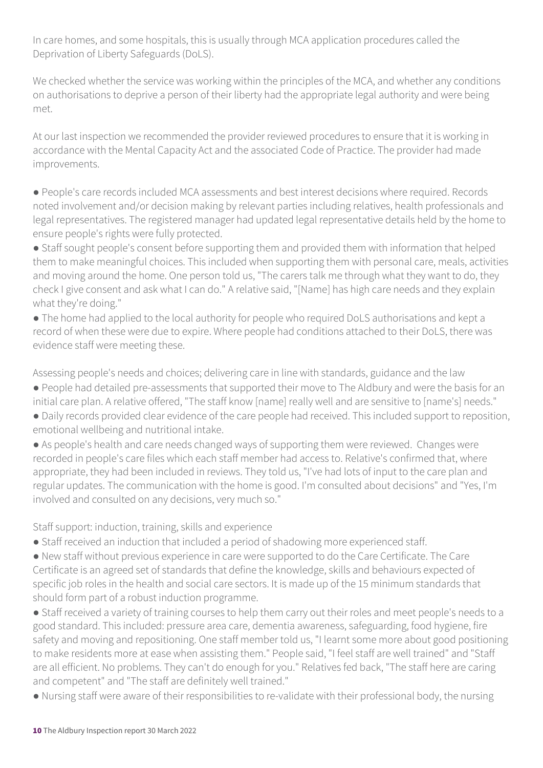In care homes, and some hospitals, this is usually through MCA application procedures called the Deprivation of Liberty Safeguards (DoLS).

We checked whether the service was working within the principles of the MCA, and whether any conditions on authorisations to deprive a person of their liberty had the appropriate legal authority and were being met.

At our last inspection we recommended the provider reviewed procedures to ensure that it is working in accordance with the Mental Capacity Act and the associated Code of Practice. The provider had made improvements.

- People's care records included MCA assessments and best interest decisions where required. Records noted involvement and/or decision making by relevant parties including relatives, health professionals and legal representatives. The registered manager had updated legal representative details held by the home to ensure people's rights were fully protected.
- Staff sought people's consent before supporting them and provided them with information that helped them to make meaningful choices. This included when supporting them with personal care, meals, activities and moving around the home. One person told us, "The carers talk me through what they want to do, they check I give consent and ask what I can do." A relative said, "[Name] has high care needs and they explain what they're doing."
- The home had applied to the local authority for people who required DoLS authorisations and kept a record of when these were due to expire. Where people had conditions attached to their DoLS, there was evidence staff were meeting these.

Assessing people's needs and choices; delivering care in line with standards, guidance and the law

- People had detailed pre-assessments that supported their move to The Aldbury and were the basis for an initial care plan. A relative offered, "The staff know [name] really well and are sensitive to [name's] needs."
- Daily records provided clear evidence of the care people had received. This included support to reposition, emotional wellbeing and nutritional intake.
- As people's health and care needs changed ways of supporting them were reviewed. Changes were recorded in people's care files which each staff member had access to. Relative's confirmed that, where appropriate, they had been included in reviews. They told us, "I've had lots of input to the care plan and regular updates. The communication with the home is good. I'm consulted about decisions" and "Yes, I'm involved and consulted on any decisions, very much so."

Staff support: induction, training, skills and experience

- Staff received an induction that included a period of shadowing more experienced staff.
- New staff without previous experience in care were supported to do the Care Certificate. The Care Certificate is an agreed set of standards that define the knowledge, skills and behaviours expected of specific job roles in the health and social care sectors. It is made up of the 15 minimum standards that should form part of a robust induction programme.
- Staff received a variety of training courses to help them carry out their roles and meet people's needs to a good standard. This included: pressure area care, dementia awareness, safeguarding, food hygiene, fire safety and moving and repositioning. One staff member told us, "I learnt some more about good positioning to make residents more at ease when assisting them." People said, "I feel staff are well trained" and "Staff are all efficient. No problems. They can't do enough for you." Relatives fed back, "The staff here are caring and competent" and "The staff are definitely well trained."
- Nursing staff were aware of their responsibilities to re-validate with their professional body, the nursing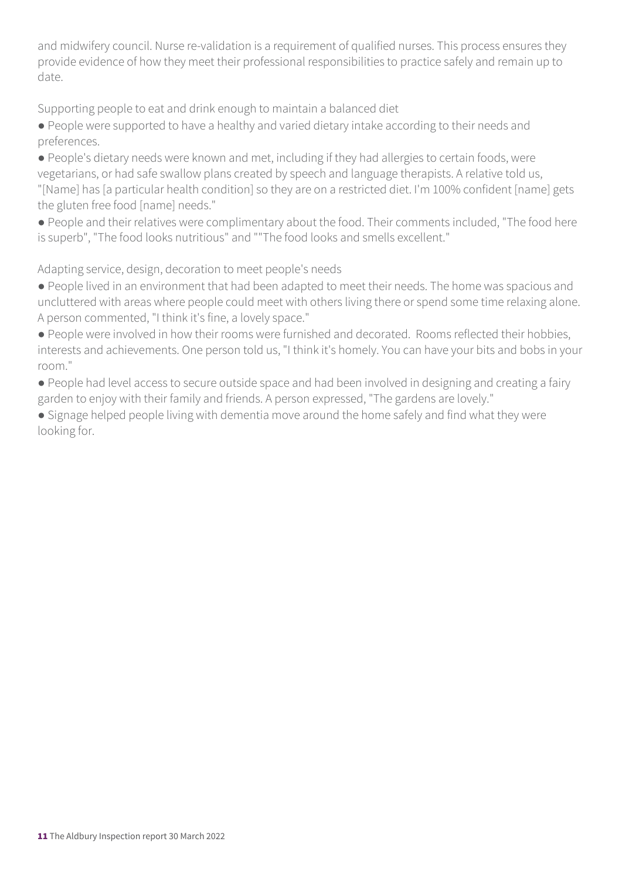and midwifery council. Nurse re-validation is a requirement of qualified nurses. This process ensures they provide evidence of how they meet their professional responsibilities to practice safely and remain up to date.

Supporting people to eat and drink enough to maintain a balanced diet

- People were supported to have a healthy and varied dietary intake according to their needs and preferences.
- People's dietary needs were known and met, including if they had allergies to certain foods, were vegetarians, or had safe swallow plans created by speech and language therapists. A relative told us, "[Name] has [a particular health condition] so they are on a restricted diet. I'm 100% confident [name] gets the gluten free food [name] needs."
- People and their relatives were complimentary about the food. Their comments included, "The food here is superb", "The food looks nutritious" and ""The food looks and smells excellent."

Adapting service, design, decoration to meet people's needs

- People lived in an environment that had been adapted to meet their needs. The home was spacious and uncluttered with areas where people could meet with others living there or spend some time relaxing alone. A person commented, "I think it's fine, a lovely space."
- People were involved in how their rooms were furnished and decorated. Rooms reflected their hobbies, interests and achievements. One person told us, "I think it's homely. You can have your bits and bobs in your room."
- People had level access to secure outside space and had been involved in designing and creating a fairy garden to enjoy with their family and friends. A person expressed, "The gardens are lovely."
- Signage helped people living with dementia move around the home safely and find what they were looking for.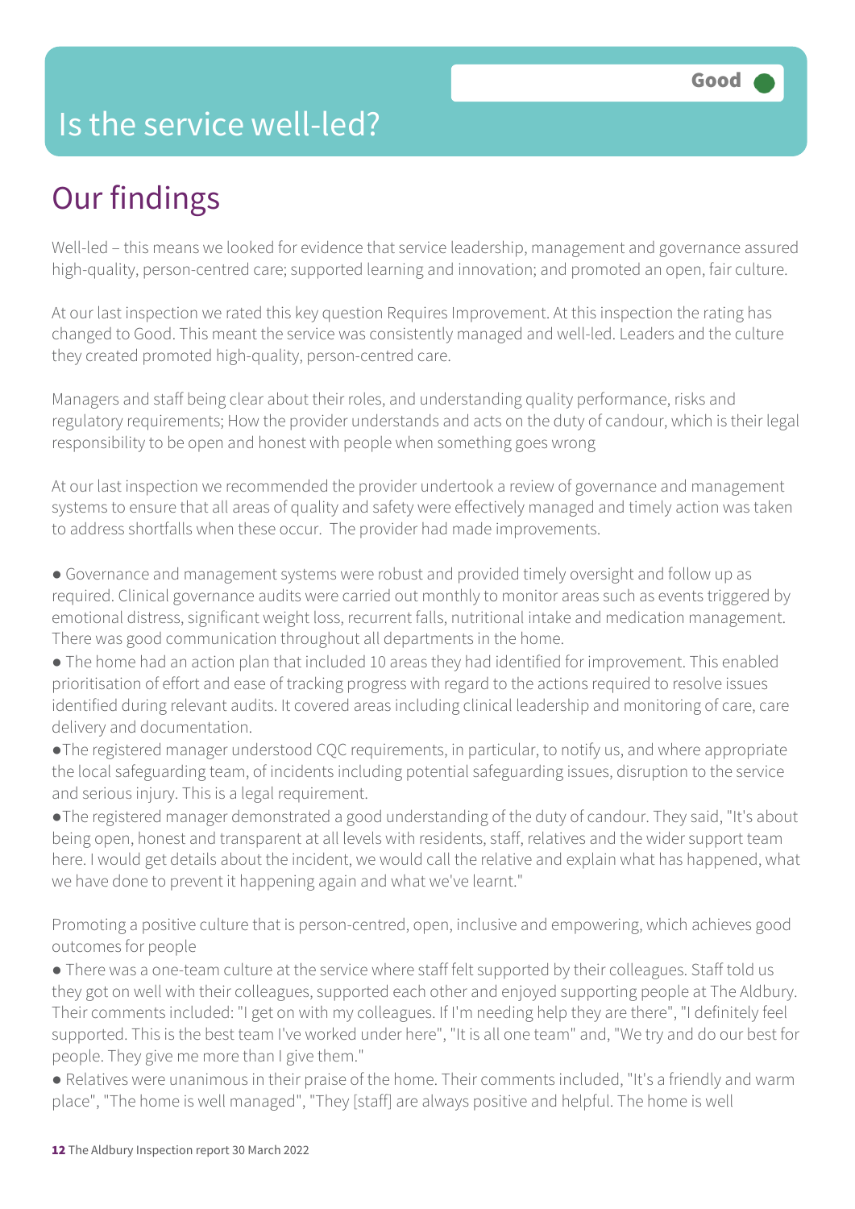# Is the service well-led?

Good

## Our findings

Well-led – this means we looked for evidence that service leadership, management and governance assured high-quality, person-centred care; supported learning and innovation; and promoted an open, fair culture.

At our last inspection we rated this key question Requires Improvement. At this inspection the rating has changed to Good. This meant the service was consistently managed and well-led. Leaders and the culture they created promoted high-quality, person-centred care.

Managers and staff being clear about their roles, and understanding quality performance, risks and regulatory requirements; How the provider understands and acts on the duty of candour, which is their legal responsibility to be open and honest with people when something goes wrong

At our last inspection we recommended the provider undertook a review of governance and management systems to ensure that all areas of quality and safety were effectively managed and timely action was taken to address shortfalls when these occur. The provider had made improvements.

- Governance and management systems were robust and provided timely oversight and follow up as required. Clinical governance audits were carried out monthly to monitor areas such as events triggered by emotional distress, significant weight loss, recurrent falls, nutritional intake and medication management. There was good communication throughout all departments in the home.
- The home had an action plan that included 10 areas they had identified for improvement. This enabled prioritisation of effort and ease of tracking progress with regard to the actions required to resolve issues identified during relevant audits. It covered areas including clinical leadership and monitoring of care, care delivery and documentation.
- The registered manager understood CQC requirements, in particular, to notify us, and where appropriate the local safeguarding team, of incidents including potential safeguarding issues, disruption to the service and serious injury. This is a legal requirement.
- The registered manager demonstrated a good understanding of the duty of candour. They said, "It's about being open, honest and transparent at all levels with residents, staff, relatives and the wider support team here. I would get details about the incident, we would call the relative and explain what has happened, what we have done to prevent it happening again and what we've learnt."

Promoting a positive culture that is person-centred, open, inclusive and empowering, which achieves good outcomes for people

- There was a one-team culture at the service where staff felt supported by their colleagues. Staff told us they got on well with their colleagues, supported each other and enjoyed supporting people at The Aldbury. Their comments included: "I get on with my colleagues. If I'm needing help they are there", "I definitely feel supported. This is the best team I've worked under here", "It is all one team" and, "We try and do our best for people. They give me more than I give them."
- Relatives were unanimous in their praise of the home. Their comments included, "It's a friendly and warm place", "The home is well managed", "They [staff] are always positive and helpful. The home is well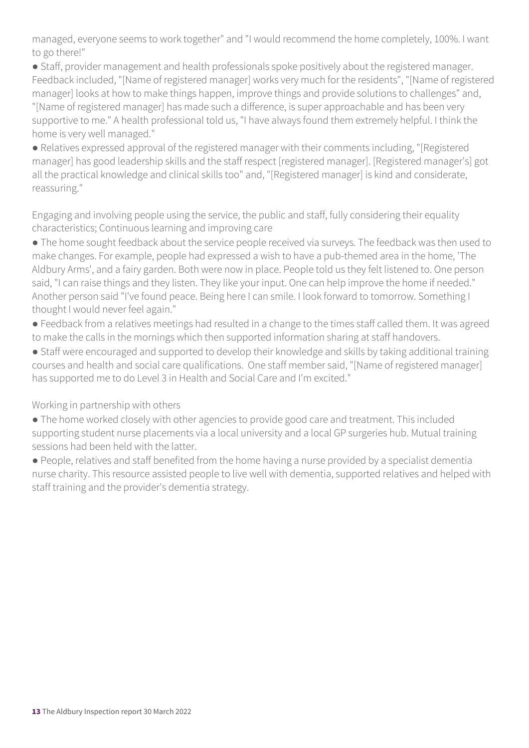managed, everyone seems to work together" and "I would recommend the home completely, 100%. I want to go there!"

- Staff, provider management and health professionals spoke positively about the registered manager. Feedback included, "[Name of registered manager] works very much for the residents", "[Name of registered manager] looks at how to make things happen, improve things and provide solutions to challenges" and, "[Name of registered manager] has made such a difference, is super approachable and has been very supportive to me." A health professional told us, "I have always found them extremely helpful. I think the home is very well managed."
- Relatives expressed approval of the registered manager with their comments including, "[Registered manager] has good leadership skills and the staff respect [registered manager]. [Registered manager's] got all the practical knowledge and clinical skills too" and, "[Registered manager] is kind and considerate, reassuring."

Engaging and involving people using the service, the public and staff, fully considering their equality characteristics; Continuous learning and improving care

- The home sought feedback about the service people received via surveys. The feedback was then used to make changes. For example, people had expressed a wish to have a pub-themed area in the home, 'The Aldbury Arms', and a fairy garden. Both were now in place. People told us they felt listened to. One person said, "I can raise things and they listen. They like your input. One can help improve the home if needed." Another person said "I've found peace. Being here I can smile. I look forward to tomorrow. Something I thought I would never feel again."
- Feedback from a relatives meetings had resulted in a change to the times staff called them. It was agreed to make the calls in the mornings which then supported information sharing at staff handovers.
- Staff were encouraged and supported to develop their knowledge and skills by taking additional training courses and health and social care qualifications. One staff member said, "[Name of registered manager] has supported me to do Level 3 in Health and Social Care and I'm excited."

Working in partnership with others

- The home worked closely with other agencies to provide good care and treatment. This included supporting student nurse placements via a local university and a local GP surgeries hub. Mutual training sessions had been held with the latter.
- People, relatives and staff benefited from the home having a nurse provided by a specialist dementia nurse charity. This resource assisted people to live well with dementia, supported relatives and helped with staff training and the provider's dementia strategy.